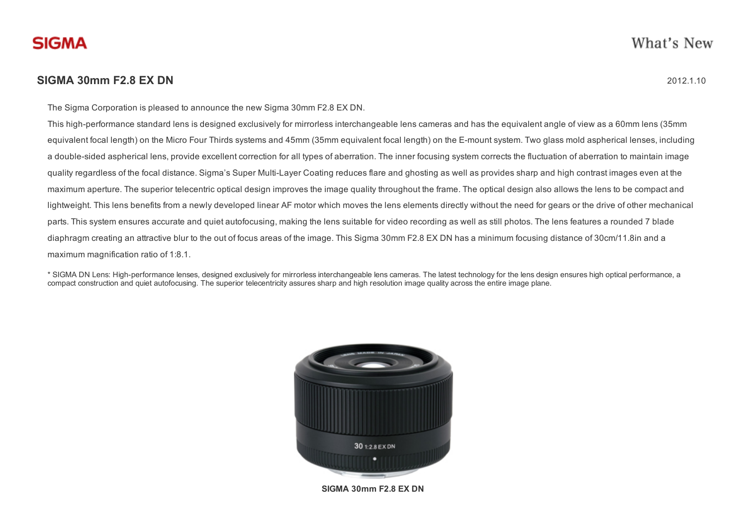**SIGMA**

What's New

## SIGMA 30mm F2.8 EX DN

2012.1.10

The Sigma Corporation is pleased to announce the new Sigma 30mm F2.8 EX DN.

This high-performance standard lens is designed exclusively for mirrorless interchangeable lens cameras and has the equivalent angle of view as a 60mm lens (35mm equivalent focal length) on the Micro Four Thirds systems and 45mm (35mm equivalent focal length) on the E-mount system. Two glass mold aspherical lenses, including a double-sided aspherical lens, provide excellent correction for all types of aberration. The inner focusing system corrects the fluctuation of aberration to maintain image quality regardless of the focal distance. Sigma's Super Multi-Layer Coating reduces flare and ghosting as well as provides sharp and high contrast images even at the maximum aperture. The superior telecentric optical design improves the image quality throughout the frame. The optical design also allows the lens to be compact and lightweight. This lens benefits from a newly developed linear AF motor which moves the lens elements directly without the need for gears or the drive of other mechanical parts. This system ensures accurate and quiet autofocusing, making the lens suitable for video recording as well as still photos. The lens features a rounded 7 blade diaphragm creating an attractive blur to the out of focus areas of the image. This Sigma 30mm F2.8 EX DN has a minimum focusing distance of 30cm/11.8in and a maximum magnification ratio of 1:8.1.

* SIGMA DN Lens: High-performance lenses, designed exclusively for mirrorless interchangeable lens cameras. The latest technology for the lens design ensures high optical performance, a compact construction and quiet autofocusing. The superior telecentricity assures sharp and high resolution image quality across the entire image plane.

**SIGMA 30mm F2.8 EX DN**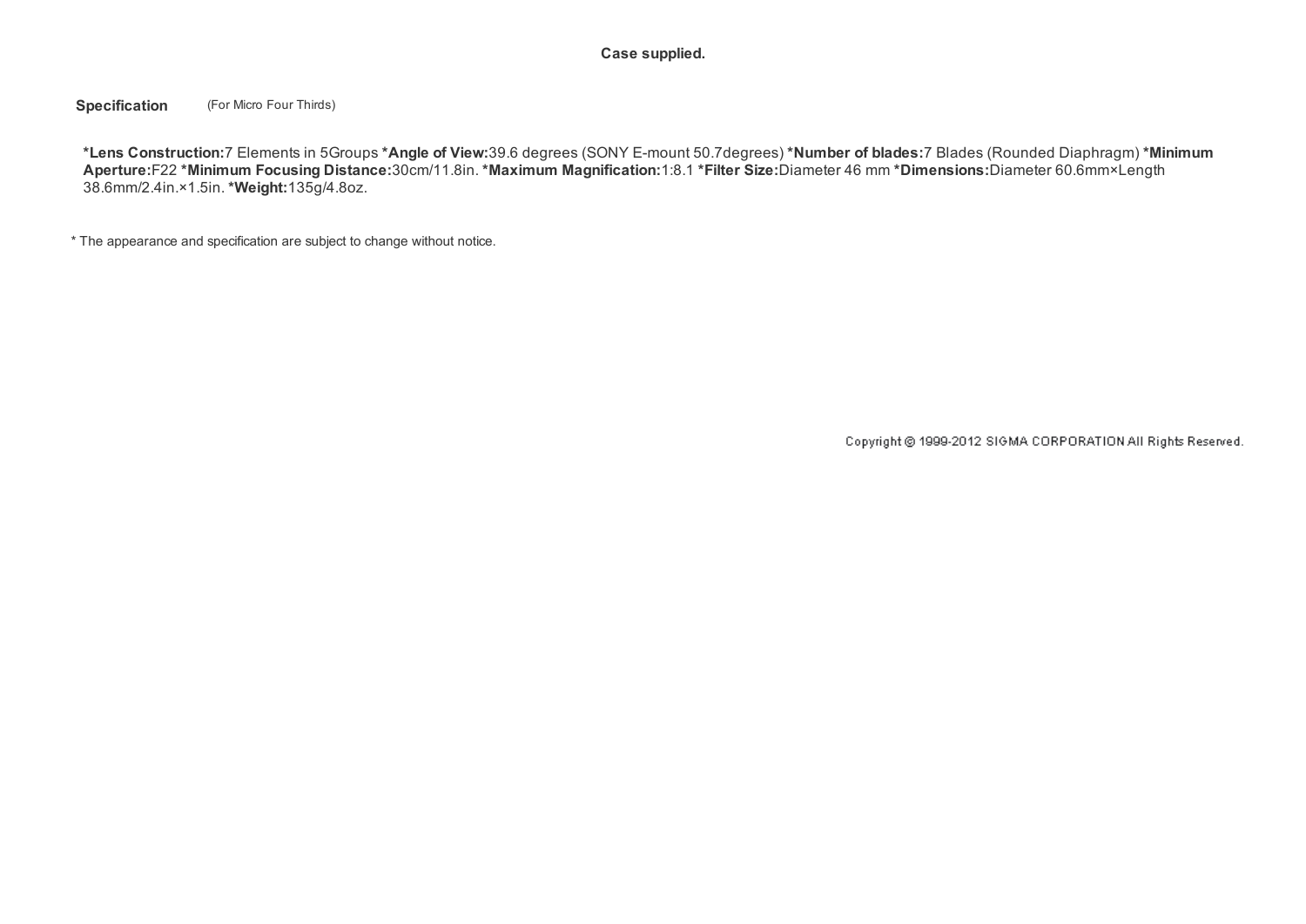**Case supplied.**

**Specification** (For Micro Four Thirds)

***Lens Construction:**7 Elements in 5Groups ***Angle of View:**39.6 degrees (SONY E-mount 50.7degrees) ***Number of blades:**7 Blades (Rounded Diaphragm) ***Minimum Aperture:**F22 ***Minimum Focusing Distance:**30cm/11.8in. ***Maximum Magnification:**1:8.1 ***Filter Size:**Diameter 46 mm ***Dimensions:**Diameter 60.6mm×Length 38.6mm/2.4in.×1.5in. ***Weight:**135g/4.8oz.

* The appearance and specification are subject to change without notice.

Copyright © 1999-2012 SIGMA CORPORATION All Rights Reserved.